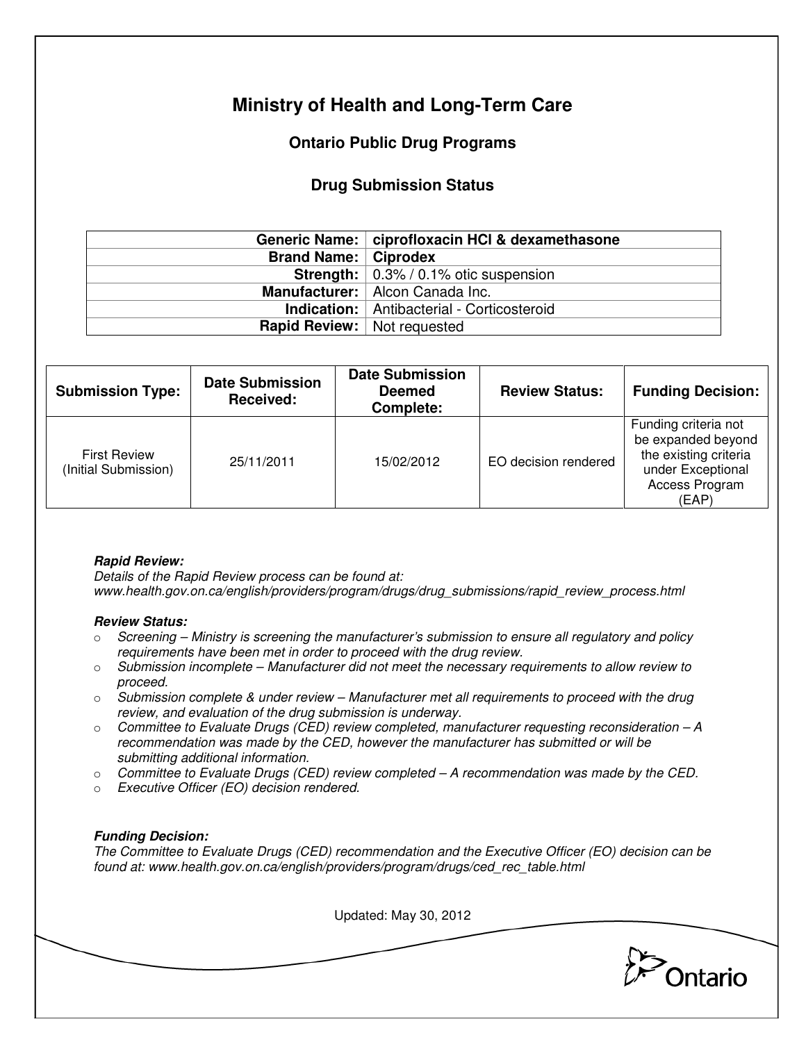# Ministry of Health and Long-Term Care

## Ontario Public Drug Programs

### Drug Submission Status

| | |
|---|---|
| **Generic Name:** | **ciprofloxacin HCl & dexamethasone** |
| **Brand Name:** | **Ciprodex** |
| **Strength:** | 0.3% / 0.1% otic suspension |
| **Manufacturer:** | Alcon Canada Inc. |
| **Indication:** | Antibacterial - Corticosteroid |
| **Rapid Review:** | Not requested |

| Submission Type: | Date Submission Received: | Date Submission Deemed Complete: | Review Status: | Funding Decision: |
|---|---|---|---|---|
| First Review (Initial Submission) | 25/11/2011 | 15/02/2012 | EO decision rendered | Funding criteria not be expanded beyond the existing criteria under Exceptional Access Program (EAP) |

***Rapid Review:***
*Details of the Rapid Review process can be found at:*
*www.health.gov.on.ca/english/providers/program/drugs/drug_submissions/rapid_review_process.html*

***Review Status:***

- *Screening – Ministry is screening the manufacturer's submission to ensure all regulatory and policy requirements have been met in order to proceed with the drug review.*
- *Submission incomplete – Manufacturer did not meet the necessary requirements to allow review to proceed.*
- *Submission complete & under review – Manufacturer met all requirements to proceed with the drug review, and evaluation of the drug submission is underway.*
- *Committee to Evaluate Drugs (CED) review completed, manufacturer requesting reconsideration – A recommendation was made by the CED, however the manufacturer has submitted or will be submitting additional information.*
- *Committee to Evaluate Drugs (CED) review completed – A recommendation was made by the CED.*
- *Executive Officer (EO) decision rendered.*

***Funding Decision:***
*The Committee to Evaluate Drugs (CED) recommendation and the Executive Officer (EO) decision can be found at: www.health.gov.on.ca/english/providers/program/drugs/ced_rec_table.html*

Updated: May 30, 2012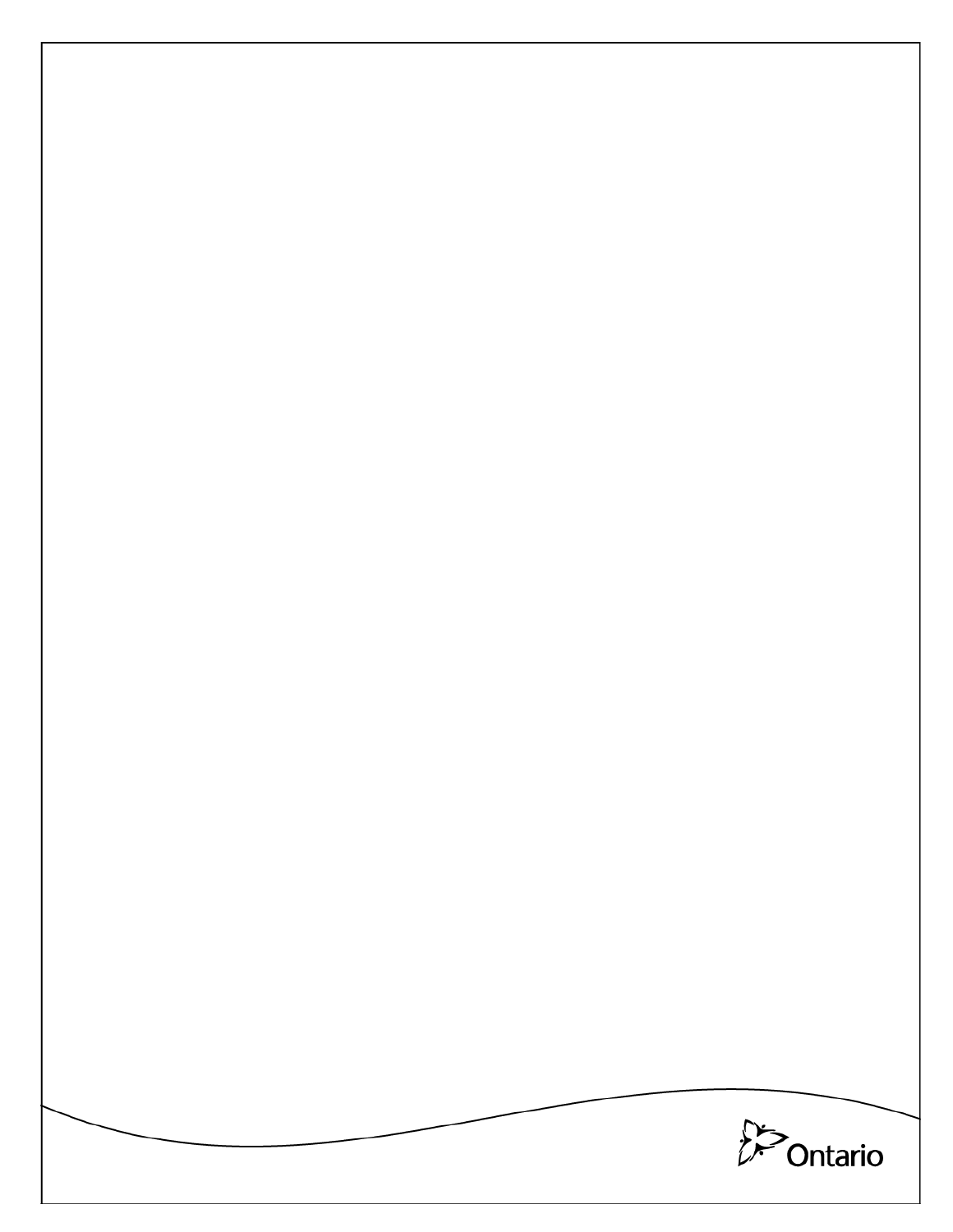Ontario